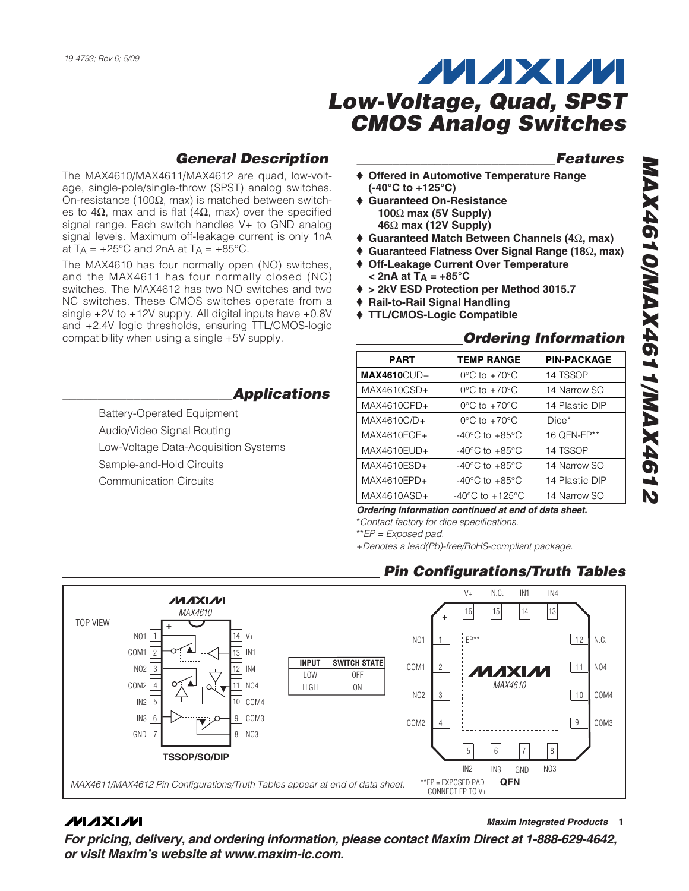19-4793; Rev 6; 5/09

# Low-Voltage, Quad, SPST CMOS Analog Switches

## General Description

The MAX4610/MAX4611/MAX4612 are quad, low-voltage, single-pole/single-throw (SPST) analog switches. On-resistance (100Ω, max) is matched between switches to 4Ω, max and is flat (4Ω, max) over the specified signal range. Each switch handles V+ to GND analog signal levels. Maximum off-leakage current is only 1nA at $T_A$ = +25°C and 2nA at $T_A$ = +85°C.

The MAX4610 has four normally open (NO) switches, and the MAX4611 has four normally closed (NC) switches. The MAX4612 has two NO switches and two NC switches. These CMOS switches operate from a single +2V to +12V supply. All digital inputs have +0.8V and +2.4V logic thresholds, ensuring TTL/CMOS-logic compatibility when using a single +5V supply.

## Applications

- Battery-Operated Equipment
- Audio/Video Signal Routing
- Low-Voltage Data-Acquisition Systems
- Sample-and-Hold Circuits
- Communication Circuits

## Features

- ♦ Offered in Automotive Temperature Range (-40°C to +125°C)
- ♦ Guaranteed On-Resistance
  - 100Ω max (5V Supply)
  - 46Ω max (12V Supply)
- ♦ Guaranteed Match Between Channels (4Ω, max)
- ♦ Guaranteed Flatness Over Signal Range (18Ω, max)
- ♦ Off-Leakage Current Over Temperature < 2nA at $T_A$ = +85°C
- ♦ > 2kV ESD Protection per Method 3015.7
- ♦ Rail-to-Rail Signal Handling
- ♦ TTL/CMOS-Logic Compatible

## Ordering Information

| PART | TEMP RANGE | PIN-PACKAGE |
|---|---|---|
| **MAX4610**CUD+ | 0°C to +70°C | 14 TSSOP |
| MAX4610CSD+ | 0°C to +70°C | 14 Narrow SO |
| MAX4610CPD+ | 0°C to +70°C | 14 Plastic DIP |
| MAX4610C/D+ | 0°C to +70°C | Dice* |
| MAX4610EGE+ | -40°C to +85°C | 16 QFN-EP** |
| MAX4610EUD+ | -40°C to +85°C | 14 TSSOP |
| MAX4610ESD+ | -40°C to +85°C | 14 Narrow SO |
| MAX4610EPD+ | -40°C to +85°C | 14 Plastic DIP |
| MAX4610ASD+ | -40°C to +125°C | 14 Narrow SO |

***Ordering Information continued at end of data sheet.***

*Contact factory for dice specifications.

**EP = Exposed pad.

+Denotes a lead(Pb)-free/RoHS-compliant package.

## Pin Configurations/Truth Tables

TOP VIEW

MAX4610 — TSSOP/SO/DIP

| PIN | NAME | PIN | NAME |
|---|---|---|---|
| 1 | NO1 | 14 | V+ |
| 2 | COM1 | 13 | IN1 |
| 3 | NO2 | 12 | IN4 |
| 4 | COM2 | 11 | NO4 |
| 5 | IN2 | 10 | COM4 |
| 6 | IN3 | 9 | COM3 |
| 7 | GND | 8 | NO3 |

| INPUT | SWITCH STATE |
|---|---|
| LOW | OFF |
| HIGH | ON |

MAX4610 — QFN

| PIN | NAME |
|---|---|
| 1 | NO1 |
| 2 | COM1 |
| 3 | NO2 |
| 4 | COM2 |
| 5 | IN2 |
| 6 | IN3 |
| 7 | GND |
| 8 | NO3 |
| 9 | COM3 |
| 10 | COM4 |
| 11 | NO4 |
| 12 | N.C. |
| 13 | IN4 |
| 14 | IN1 |
| 15 | N.C. |
| 16 | V+ |
| — | EP** |

**EP = EXPOSED PAD CONNECT EP TO V+

*MAX4611/MAX4612 Pin Configurations/Truth Tables appear at end of data sheet.*

**For pricing, delivery, and ordering information, please contact Maxim Direct at 1-888-629-4642, or visit Maxim's website at www.maxim-ic.com.**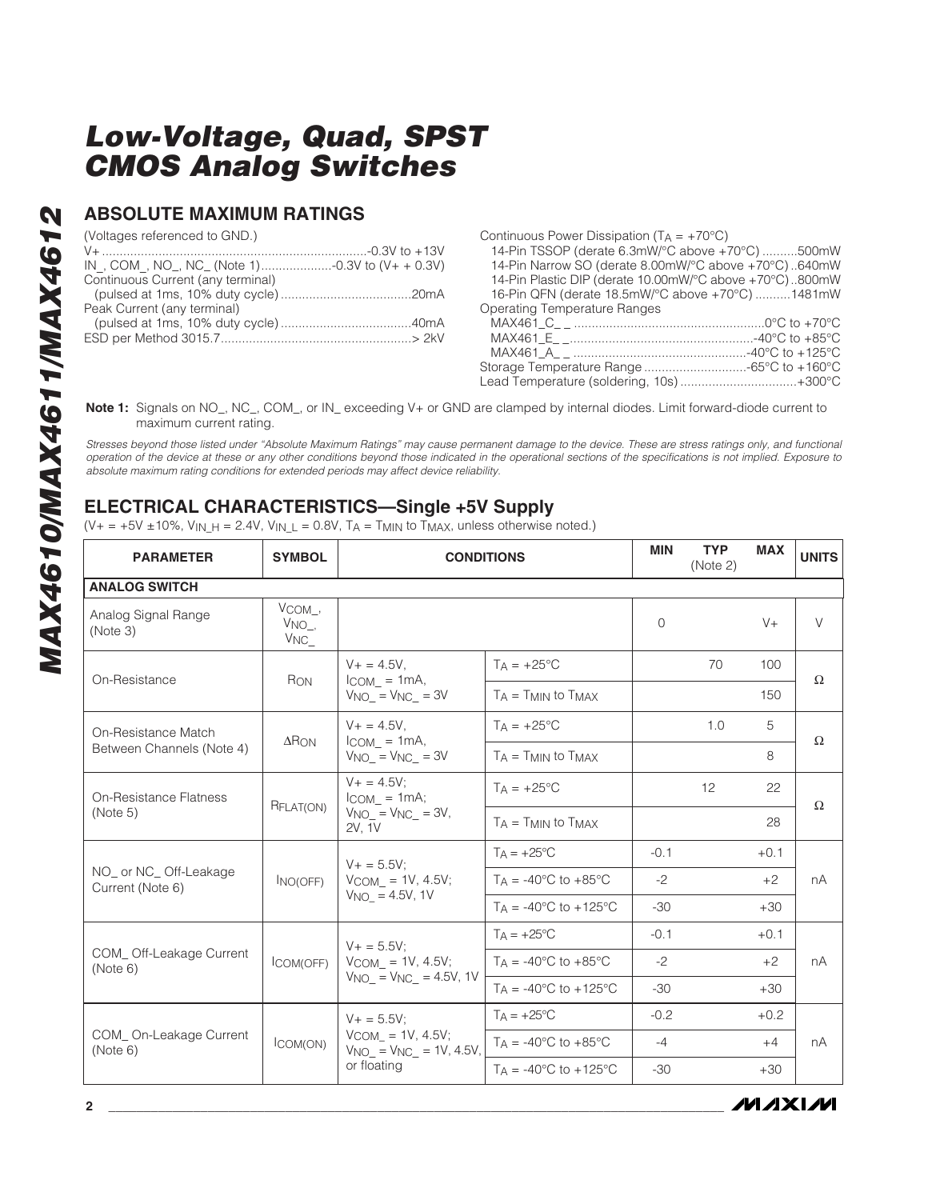# Low-Voltage, Quad, SPST CMOS Analog Switches

## ABSOLUTE MAXIMUM RATINGS

(Voltages referenced to GND.)

V+ ..........................................................................-0.3V to +13V
IN_, COM_, NO_, NC_ (Note 1)....................-0.3V to (V+ + 0.3V)
Continuous Current (any terminal)
(pulsed at 1ms, 10% duty cycle) ....................................20mA
Peak Current (any terminal)
(pulsed at 1ms, 10% duty cycle) ....................................40mA
ESD per Method 3015.7.....................................................> 2kV

Continuous Power Dissipation ($T_A$ = +70°C)
14-Pin TSSOP (derate 6.3mW/°C above +70°C) ..........500mW
14-Pin Narrow SO (derate 8.00mW/°C above +70°C)..640mW
14-Pin Plastic DIP (derate 10.00mW/°C above +70°C)..800mW
16-Pin QFN (derate 18.5mW/°C above +70°C) ..........1481mW
Operating Temperature Ranges
MAX461_C_ _ ....................................................0°C to +70°C
MAX461_E_ _...................................................-40°C to +85°C
MAX461_A_ _ ................................................-40°C to +125°C
Storage Temperature Range .............................-65°C to +160°C
Lead Temperature (soldering, 10s) ................................+300°C

**Note 1:** Signals on NO_, NC_, COM_, or IN_ exceeding V+ or GND are clamped by internal diodes. Limit forward-diode current to maximum current rating.

*Stresses beyond those listed under "Absolute Maximum Ratings" may cause permanent damage to the device. These are stress ratings only, and functional operation of the device at these or any other conditions beyond those indicated in the operational sections of the specifications is not implied. Exposure to absolute maximum rating conditions for extended periods may affect device reliability.*

## ELECTRICAL CHARACTERISTICS—Single +5V Supply

(V+ = +5V ±10%, $V_{IN\_H}$ = 2.4V, $V_{IN\_L}$ = 0.8V, $T_A$ = $T_{MIN}$ to $T_{MAX}$, unless otherwise noted.)

| PARAMETER | SYMBOL | CONDITIONS | | MIN | TYP (Note 2) | MAX | UNITS |
|---|---|---|---|---|---|---|---|
| **ANALOG SWITCH** | | | | | | | |
| Analog Signal Range (Note 3) | $V_{COM\_}$, $V_{NO\_}$, $V_{NC\_}$ | | | 0 | | V+ | V |
| On-Resistance | $R_{ON}$ | V+ = 4.5V, $I_{COM\_}$ = 1mA, $V_{NO\_}$ = $V_{NC\_}$ = 3V | $T_A$ = +25°C | | 70 | 100 | Ω |
| | | | $T_A$ = $T_{MIN}$ to $T_{MAX}$ | | | 150 | |
| On-Resistance Match Between Channels (Note 4) | $\Delta R_{ON}$ | V+ = 4.5V, $I_{COM\_}$ = 1mA, $V_{NO\_}$ = $V_{NC\_}$ = 3V | $T_A$ = +25°C | | 1.0 | 5 | Ω |
| | | | $T_A$ = $T_{MIN}$ to $T_{MAX}$ | | | 8 | |
| On-Resistance Flatness (Note 5) | $R_{FLAT(ON)}$ | V+ = 4.5V; $I_{COM\_}$ = 1mA; $V_{NO\_}$ = $V_{NC\_}$ = 3V, 2V, 1V | $T_A$ = +25°C | | 12 | 22 | Ω |
| | | | $T_A$ = $T_{MIN}$ to $T_{MAX}$ | | | 28 | |
| NO_ or NC_ Off-Leakage Current (Note 6) | $I_{NO(OFF)}$ | V+ = 5.5V; $V_{COM\_}$ = 1V, 4.5V; $V_{NO\_}$ = 4.5V, 1V | $T_A$ = +25°C | -0.1 | | +0.1 | nA |
| | | | $T_A$ = -40°C to +85°C | -2 | | +2 | |
| | | | $T_A$ = -40°C to +125°C | -30 | | +30 | |
| COM_ Off-Leakage Current (Note 6) | $I_{COM(OFF)}$ | V+ = 5.5V; $V_{COM\_}$ = 1V, 4.5V; $V_{NO\_}$ = $V_{NC\_}$ = 4.5V, 1V | $T_A$ = +25°C | -0.1 | | +0.1 | nA |
| | | | $T_A$ = -40°C to +85°C | -2 | | +2 | |
| | | | $T_A$ = -40°C to +125°C | -30 | | +30 | |
| COM_ On-Leakage Current (Note 6) | $I_{COM(ON)}$ | V+ = 5.5V; $V_{COM\_}$ = 1V, 4.5V; $V_{NO\_}$ = $V_{NC\_}$ = 1V, 4.5V, or floating | $T_A$ = +25°C | -0.2 | | +0.2 | nA |
| | | | $T_A$ = -40°C to +85°C | -4 | | +4 | |
| | | | $T_A$ = -40°C to +125°C | -30 | | +30 | |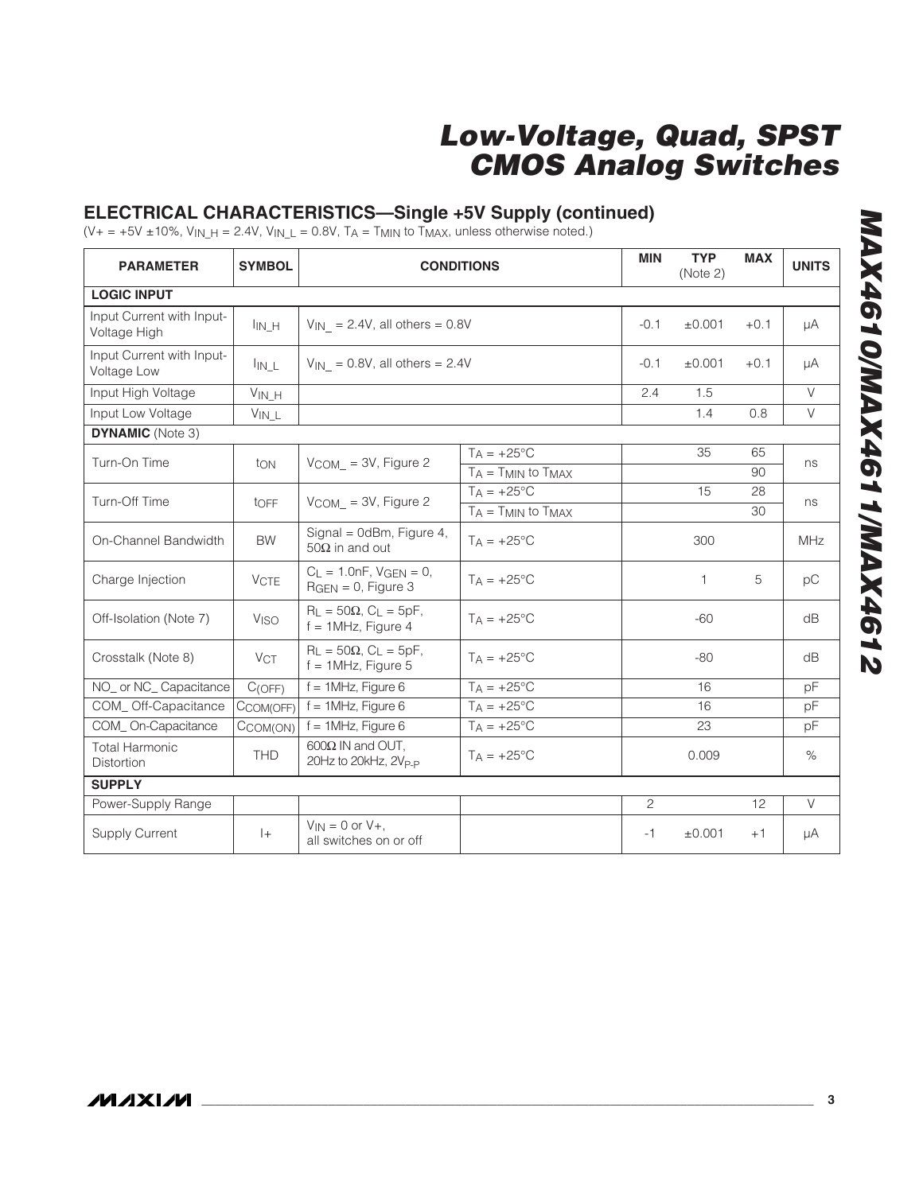## ELECTRICAL CHARACTERISTICS—Single +5V Supply (continued)

($V+ = +5V \pm 10\%$, $V_{IN\_H} = 2.4V$, $V_{IN\_L} = 0.8V$, $T_A = T_{MIN}$ to $T_{MAX}$, unless otherwise noted.)

| PARAMETER | SYMBOL | CONDITIONS | | MIN | TYP (Note 2) | MAX | UNITS |
|---|---|---|---|---|---|---|---|
| **LOGIC INPUT** | | | | | | | |
| Input Current with Input-Voltage High | $I_{IN\_H}$ | $V_{IN\_} = 2.4V$, all others = 0.8V | | -0.1 | ±0.001 | +0.1 | µA |
| Input Current with Input-Voltage Low | $I_{IN\_L}$ | $V_{IN\_} = 0.8V$, all others = 2.4V | | -0.1 | ±0.001 | +0.1 | µA |
| Input High Voltage | $V_{IN\_H}$ | | | 2.4 | 1.5 | | V |
| Input Low Voltage | $V_{IN\_L}$ | | | | 1.4 | 0.8 | V |
| **DYNAMIC** (Note 3) | | | | | | | |
| Turn-On Time | $t_{ON}$ | $V_{COM\_} = 3V$, Figure 2 | $T_A = +25°C$ | | 35 | 65 | ns |
| | | | $T_A = T_{MIN}$ to $T_{MAX}$ | | | 90 | |
| Turn-Off Time | $t_{OFF}$ | $V_{COM\_} = 3V$, Figure 2 | $T_A = +25°C$ | | 15 | 28 | ns |
| | | | $T_A = T_{MIN}$ to $T_{MAX}$ | | | 30 | |
| On-Channel Bandwidth | BW | Signal = 0dBm, Figure 4, 50Ω in and out | $T_A = +25°C$ | | 300 | | MHz |
| Charge Injection | $V_{CTE}$ | $C_L = 1.0nF$, $V_{GEN} = 0$, $R_{GEN} = 0$, Figure 3 | $T_A = +25°C$ | | 1 | 5 | pC |
| Off-Isolation (Note 7) | $V_{ISO}$ | $R_L = 50\Omega$, $C_L = 5pF$, f = 1MHz, Figure 4 | $T_A = +25°C$ | | -60 | | dB |
| Crosstalk (Note 8) | $V_{CT}$ | $R_L = 50\Omega$, $C_L = 5pF$, f = 1MHz, Figure 5 | $T_A = +25°C$ | | -80 | | dB |
| NO_ or NC_ Capacitance | $C_{(OFF)}$ | f = 1MHz, Figure 6 | $T_A = +25°C$ | | 16 | | pF |
| COM_ Off-Capacitance | $C_{COM(OFF)}$ | f = 1MHz, Figure 6 | $T_A = +25°C$ | | 16 | | pF |
| COM_ On-Capacitance | $C_{COM(ON)}$ | f = 1MHz, Figure 6 | $T_A = +25°C$ | | 23 | | pF |
| Total Harmonic Distortion | THD | 600Ω IN and OUT, 20Hz to 20kHz, $2V_{P-P}$ | $T_A = +25°C$ | | 0.009 | | % |
| **SUPPLY** | | | | | | | |
| Power-Supply Range | | | | 2 | | 12 | V |
| Supply Current | I+ | $V_{IN} = 0$ or V+, all switches on or off | | -1 | ±0.001 | +1 | µA |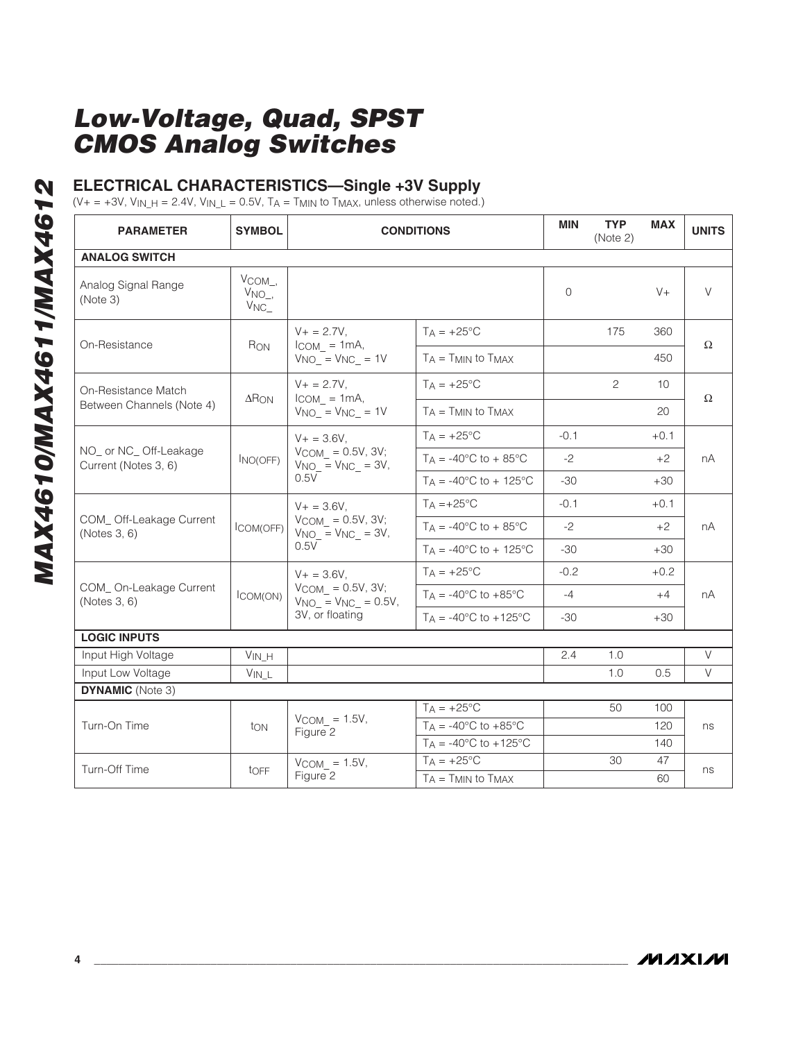# Low-Voltage, Quad, SPST CMOS Analog Switches

## ELECTRICAL CHARACTERISTICS—Single +3V Supply

($V+ = +3V$, $V_{IN\_H} = 2.4V$, $V_{IN\_L} = 0.5V$, $T_A = T_{MIN}$ to $T_{MAX}$, unless otherwise noted.)

| PARAMETER | SYMBOL | CONDITIONS | | MIN | TYP (Note 2) | MAX | UNITS |
|---|---|---|---|---|---|---|---|
| **ANALOG SWITCH** | | | | | | | |
| Analog Signal Range (Note 3) | $V_{COM\_}$, $V_{NO\_}$, $V_{NC\_}$ | | | 0 | | V+ | V |
| On-Resistance | $R_{ON}$ | $V+ = 2.7V$, $I_{COM\_} = 1mA$, $V_{NO\_} = V_{NC\_} = 1V$ | $T_A = +25°C$ | | 175 | 360 | Ω |
| | | | $T_A = T_{MIN}$ to $T_{MAX}$ | | | 450 | |
| On-Resistance Match Between Channels (Note 4) | $\Delta R_{ON}$ | $V+ = 2.7V$, $I_{COM\_} = 1mA$, $V_{NO\_} = V_{NC\_} = 1V$ | $T_A = +25°C$ | | 2 | 10 | Ω |
| | | | $T_A = T_{MIN}$ to $T_{MAX}$ | | | 20 | |
| NO_ or NC_ Off-Leakage Current (Notes 3, 6) | $I_{NO(OFF)}$ | $V+ = 3.6V$, $V_{COM\_} = 0.5V, 3V$; $V_{NO\_} = V_{NC\_} = 3V, 0.5V$ | $T_A = +25°C$ | -0.1 | | +0.1 | nA |
| | | | $T_A = -40°C$ to $+85°C$ | -2 | | +2 | |
| | | | $T_A = -40°C$ to $+125°C$ | -30 | | +30 | |
| COM_ Off-Leakage Current (Notes 3, 6) | $I_{COM(OFF)}$ | $V+ = 3.6V$, $V_{COM\_} = 0.5V, 3V$; $V_{NO\_} = V_{NC\_} = 3V, 0.5V$ | $T_A = +25°C$ | -0.1 | | +0.1 | nA |
| | | | $T_A = -40°C$ to $+85°C$ | -2 | | +2 | |
| | | | $T_A = -40°C$ to $+125°C$ | -30 | | +30 | |
| COM_ On-Leakage Current (Notes 3, 6) | $I_{COM(ON)}$ | $V+ = 3.6V$, $V_{COM\_} = 0.5V, 3V$; $V_{NO\_} = V_{NC\_} = 0.5V$, 3V, or floating | $T_A = +25°C$ | -0.2 | | +0.2 | nA |
| | | | $T_A = -40°C$ to $+85°C$ | -4 | | +4 | |
| | | | $T_A = -40°C$ to $+125°C$ | -30 | | +30 | |
| **LOGIC INPUTS** | | | | | | | |
| Input High Voltage | $V_{IN\_H}$ | | | 2.4 | 1.0 | | V |
| Input Low Voltage | $V_{IN\_L}$ | | | | 1.0 | 0.5 | V |
| **DYNAMIC** (Note 3) | | | | | | | |
| Turn-On Time | $t_{ON}$ | $V_{COM\_} = 1.5V$, Figure 2 | $T_A = +25°C$ | | 50 | 100 | ns |
| | | | $T_A = -40°C$ to $+85°C$ | | | 120 | |
| | | | $T_A = -40°C$ to $+125°C$ | | | 140 | |
| Turn-Off Time | $t_{OFF}$ | $V_{COM\_} = 1.5V$, Figure 2 | $T_A = +25°C$ | | 30 | 47 | ns |
| | | | $T_A = T_{MIN}$ to $T_{MAX}$ | | | 60 | |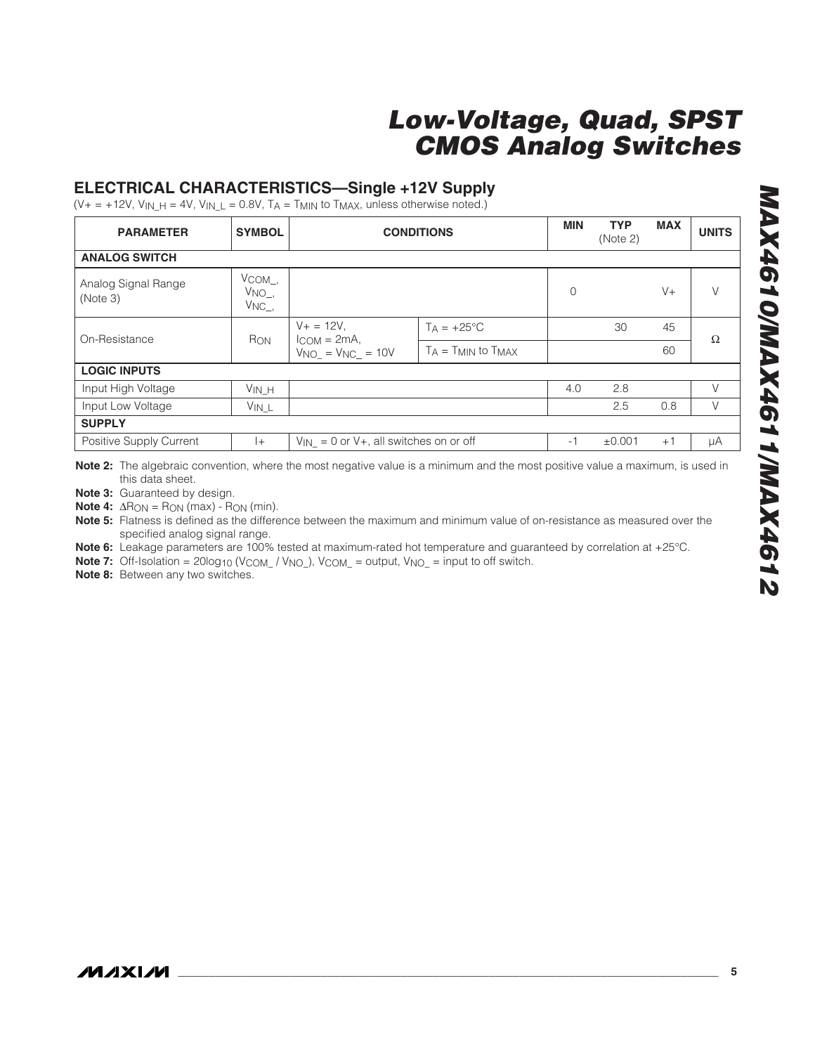## ELECTRICAL CHARACTERISTICS—Single +12V Supply

($V+ = +12V$, $V_{IN\_H} = 4V$, $V_{IN\_L} = 0.8V$, $T_A = T_{MIN}$ to $T_{MAX}$, unless otherwise noted.)

| PARAMETER | SYMBOL | CONDITIONS | | MIN | TYP (Note 2) | MAX | UNITS |
|---|---|---|---|---|---|---|---|
| **ANALOG SWITCH** | | | | | | | |
| Analog Signal Range (Note 3) | $V_{COM\_}$, $V_{NO\_}$, $V_{NC\_}$, | | | 0 | | V+ | V |
| On-Resistance | $R_{ON}$ | $V+ = 12V$, $I_{COM} = 2mA$, $V_{NO\_} = V_{NC\_} = 10V$ | $T_A = +25°C$ | | 30 | 45 | Ω |
| | | | $T_A = T_{MIN}$ to $T_{MAX}$ | | | 60 | |
| **LOGIC INPUTS** | | | | | | | |
| Input High Voltage | $V_{IN\_H}$ | | | 4.0 | 2.8 | | V |
| Input Low Voltage | $V_{IN\_L}$ | | | | 2.5 | 0.8 | V |
| **SUPPLY** | | | | | | | |
| Positive Supply Current | I+ | $V_{IN\_} = 0$ or V+, all switches on or off | | -1 | ±0.001 | +1 | µA |

**Note 2:** The algebraic convention, where the most negative value is a minimum and the most positive value a maximum, is used in this data sheet.

**Note 3:** Guaranteed by design.

**Note 4:** $\Delta R_{ON} = R_{ON}$ (max) - $R_{ON}$ (min).

**Note 5:** Flatness is defined as the difference between the maximum and minimum value of on-resistance as measured over the specified analog signal range.

**Note 6:** Leakage parameters are 100% tested at maximum-rated hot temperature and guaranteed by correlation at +25°C.

**Note 7:** Off-Isolation = $20\log_{10}(V_{COM\_} / V_{NO\_})$, $V_{COM\_}$ = output, $V_{NO\_}$ = input to off switch.

**Note 8:** Between any two switches.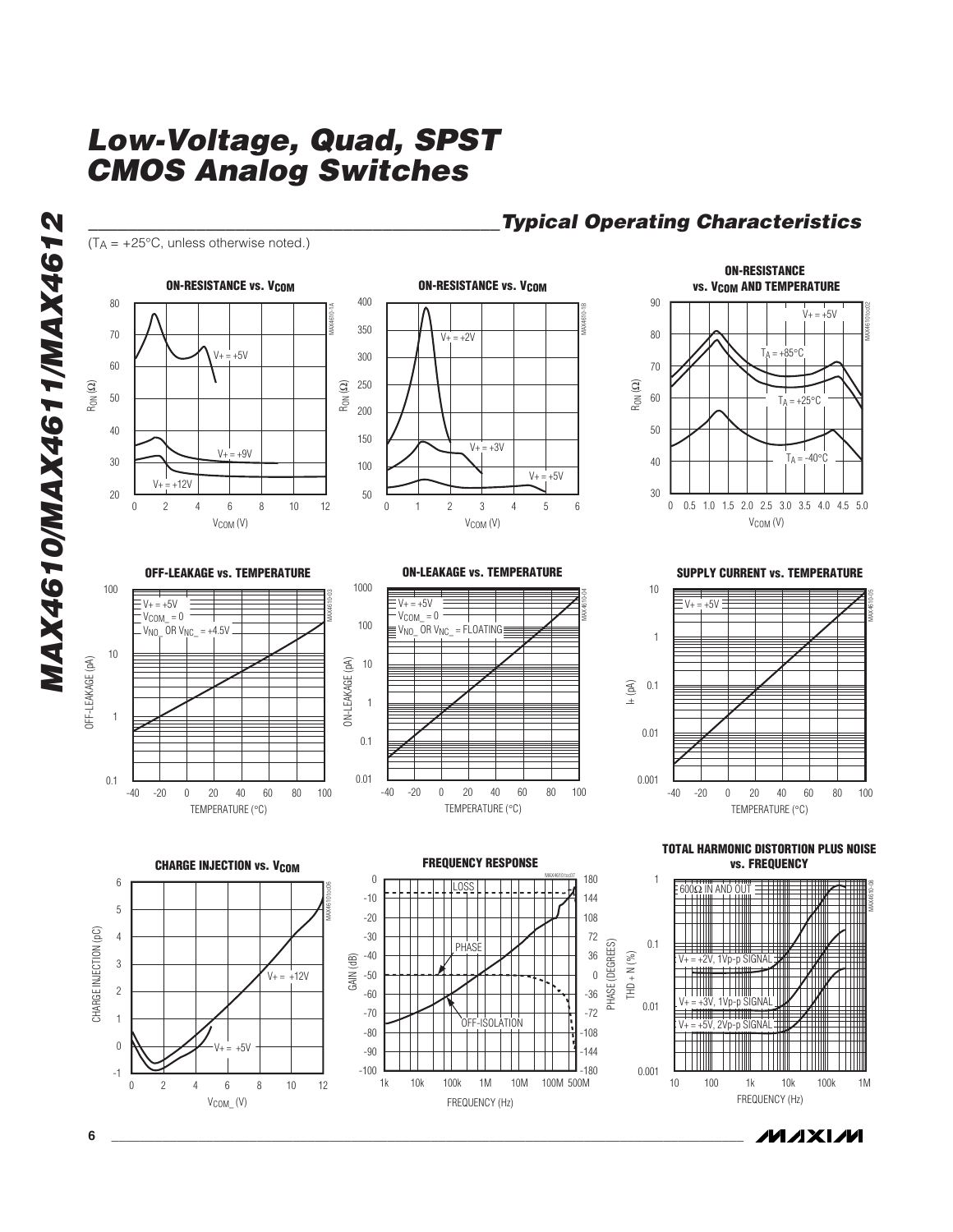## Typical Operating Characteristics

($T_A$ = +25°C, unless otherwise noted.)

**ON-RESISTANCE vs. $V_{COM}$**

**ON-RESISTANCE vs. $V_{COM}$**

**ON-RESISTANCE vs. $V_{COM}$ AND TEMPERATURE**

**OFF-LEAKAGE vs. TEMPERATURE**

**ON-LEAKAGE vs. TEMPERATURE**

**SUPPLY CURRENT vs. TEMPERATURE**

**CHARGE INJECTION vs. $V_{COM}$**

**FREQUENCY RESPONSE**

**TOTAL HARMONIC DISTORTION PLUS NOISE vs. FREQUENCY**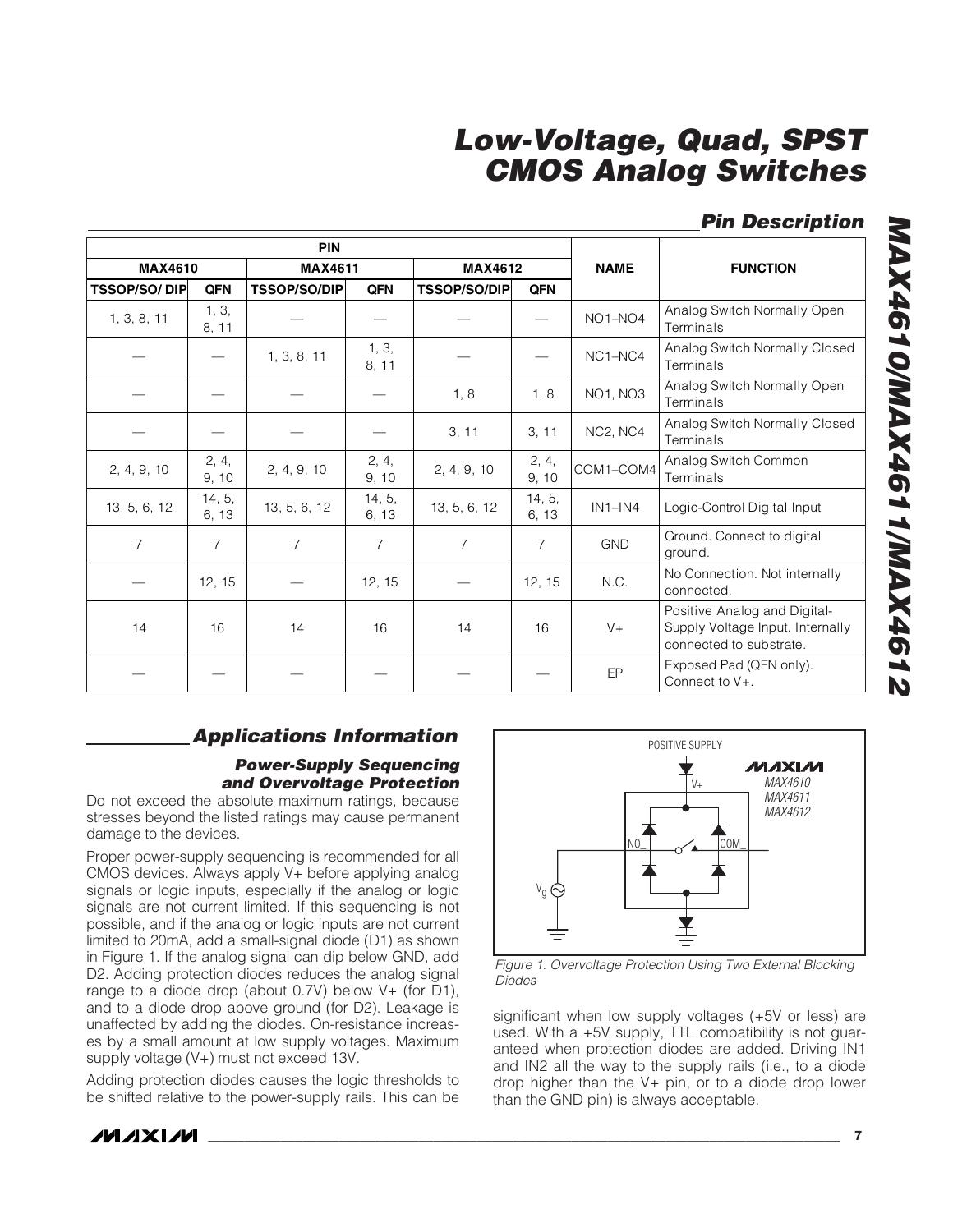## Pin Description

| PIN | | | | | | NAME | FUNCTION |
|---|---|---|---|---|---|---|---|
| MAX4610 | | MAX4611 | | MAX4612 | | | |
| TSSOP/SO/ DIP | QFN | TSSOP/SO/DIP | QFN | TSSOP/SO/DIP | QFN | | |
| 1, 3, 8, 11 | 1, 3, 8, 11 | — | — | — | — | NO1–NO4 | Analog Switch Normally Open Terminals |
| — | — | 1, 3, 8, 11 | 1, 3, 8, 11 | — | — | NC1–NC4 | Analog Switch Normally Closed Terminals |
| — | — | — | — | 1, 8 | 1, 8 | NO1, NO3 | Analog Switch Normally Open Terminals |
| — | — | — | — | 3, 11 | 3, 11 | NC2, NC4 | Analog Switch Normally Closed Terminals |
| 2, 4, 9, 10 | 2, 4, 9, 10 | 2, 4, 9, 10 | 2, 4, 9, 10 | 2, 4, 9, 10 | 2, 4, 9, 10 | COM1–COM4 | Analog Switch Common Terminals |
| 13, 5, 6, 12 | 14, 5, 6, 13 | 13, 5, 6, 12 | 14, 5, 6, 13 | 13, 5, 6, 12 | 14, 5, 6, 13 | IN1–IN4 | Logic-Control Digital Input |
| 7 | 7 | 7 | 7 | 7 | 7 | GND | Ground. Connect to digital ground. |
| — | 12, 15 | — | 12, 15 | — | 12, 15 | N.C. | No Connection. Not internally connected. |
| 14 | 16 | 14 | 16 | 14 | 16 | V+ | Positive Analog and Digital-Supply Voltage Input. Internally connected to substrate. |
| — | — | — | — | — | — | EP | Exposed Pad (QFN only). Connect to V+. |

## Applications Information

### Power-Supply Sequencing and Overvoltage Protection

Do not exceed the absolute maximum ratings, because stresses beyond the listed ratings may cause permanent damage to the devices.

Proper power-supply sequencing is recommended for all CMOS devices. Always apply V+ before applying analog signals or logic inputs, especially if the analog or logic signals are not current limited. If this sequencing is not possible, and if the analog or logic inputs are not current limited to 20mA, add a small-signal diode (D1) as shown in Figure 1. If the analog signal can dip below GND, add D2. Adding protection diodes reduces the analog signal range to a diode drop (about 0.7V) below V+ (for D1), and to a diode drop above ground (for D2). Leakage is unaffected by adding the diodes. On-resistance increases by a small amount at low supply voltages. Maximum supply voltage (V+) must not exceed 13V.

Adding protection diodes causes the logic thresholds to be shifted relative to the power-supply rails. This can be significant when low supply voltages (+5V or less) are used. With a +5V supply, TTL compatibility is not guaranteed when protection diodes are added. Driving IN1 and IN2 all the way to the supply rails (i.e., to a diode drop higher than the V+ pin, or to a diode drop lower than the GND pin) is always acceptable.

POSITIVE SUPPLY, V+, NO_, COM_, $V_g$, MAXIM MAX4610 MAX4611 MAX4612

*Figure 1. Overvoltage Protection Using Two External Blocking Diodes*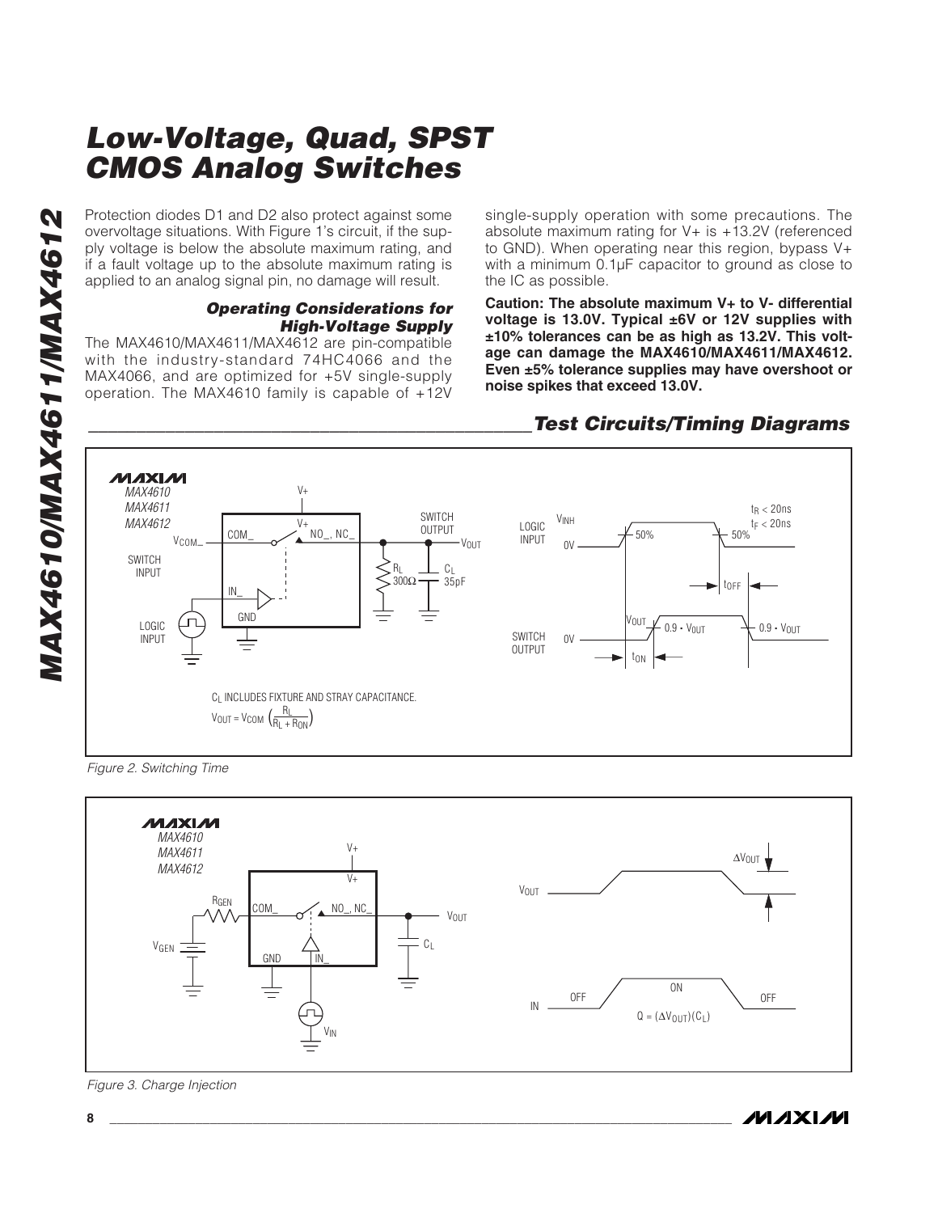Protection diodes D1 and D2 also protect against some overvoltage situations. With Figure 1's circuit, if the supply voltage is below the absolute maximum rating, and if a fault voltage up to the absolute maximum rating is applied to an analog signal pin, no damage will result.

### *Operating Considerations for High-Voltage Supply*

The MAX4610/MAX4611/MAX4612 are pin-compatible with the industry-standard 74HC4066 and the MAX4066, and are optimized for +5V single-supply operation. The MAX4610 family is capable of +12V single-supply operation with some precautions. The absolute maximum rating for V+ is +13.2V (referenced to GND). When operating near this region, bypass V+ with a minimum 0.1µF capacitor to ground as close to the IC as possible.

**Caution: The absolute maximum V+ to V- differential voltage is 13.0V. Typical ±6V or 12V supplies with ±10% tolerances can be as high as 13.2V. This voltage can damage the MAX4610/MAX4611/MAX4612. Even ±5% tolerance supplies may have overshoot or noise spikes that exceed 13.0V.**

## *Test Circuits/Timing Diagrams*

MAX4610
MAX4611
MAX4612

$C_L$ INCLUDES FIXTURE AND STRAY CAPACITANCE.

$V_{OUT} = V_{COM} \left(\frac{R_L}{R_L + R_{ON}}\right)$

$t_R < 20ns$
$t_F < 20ns$

*Figure 2. Switching Time*

MAX4610
MAX4611
MAX4612

$Q = (\Delta V_{OUT})(C_L)$

*Figure 3. Charge Injection*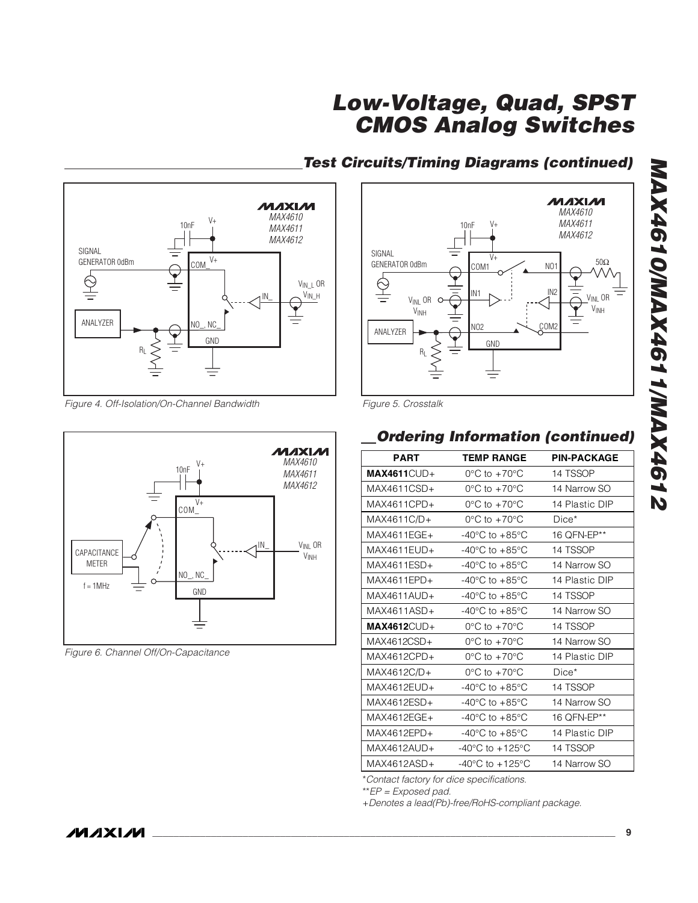## Test Circuits/Timing Diagrams (continued)

Figure 4. Off-Isolation/On-Channel Bandwidth

Figure 5. Crosstalk

Figure 6. Channel Off/On-Capacitance

## Ordering Information (continued)

| PART | TEMP RANGE | PIN-PACKAGE |
|---|---|---|
| **MAX4611**CUD+ | 0°C to +70°C | 14 TSSOP |
| MAX4611CSD+ | 0°C to +70°C | 14 Narrow SO |
| MAX4611CPD+ | 0°C to +70°C | 14 Plastic DIP |
| MAX4611C/D+ | 0°C to +70°C | Dice* |
| MAX4611EGE+ | -40°C to +85°C | 16 QFN-EP** |
| MAX4611EUD+ | -40°C to +85°C | 14 TSSOP |
| MAX4611ESD+ | -40°C to +85°C | 14 Narrow SO |
| MAX4611EPD+ | -40°C to +85°C | 14 Plastic DIP |
| MAX4611AUD+ | -40°C to +85°C | 14 TSSOP |
| MAX4611ASD+ | -40°C to +85°C | 14 Narrow SO |
| **MAX4612**CUD+ | 0°C to +70°C | 14 TSSOP |
| MAX4612CSD+ | 0°C to +70°C | 14 Narrow SO |
| MAX4612CPD+ | 0°C to +70°C | 14 Plastic DIP |
| MAX4612C/D+ | 0°C to +70°C | Dice* |
| MAX4612EUD+ | -40°C to +85°C | 14 TSSOP |
| MAX4612ESD+ | -40°C to +85°C | 14 Narrow SO |
| MAX4612EGE+ | -40°C to +85°C | 16 QFN-EP** |
| MAX4612EPD+ | -40°C to +85°C | 14 Plastic DIP |
| MAX4612AUD+ | -40°C to +125°C | 14 TSSOP |
| MAX4612ASD+ | -40°C to +125°C | 14 Narrow SO |

*Contact factory for dice specifications.

**EP = Exposed pad.

+Denotes a lead(Pb)-free/RoHS-compliant package.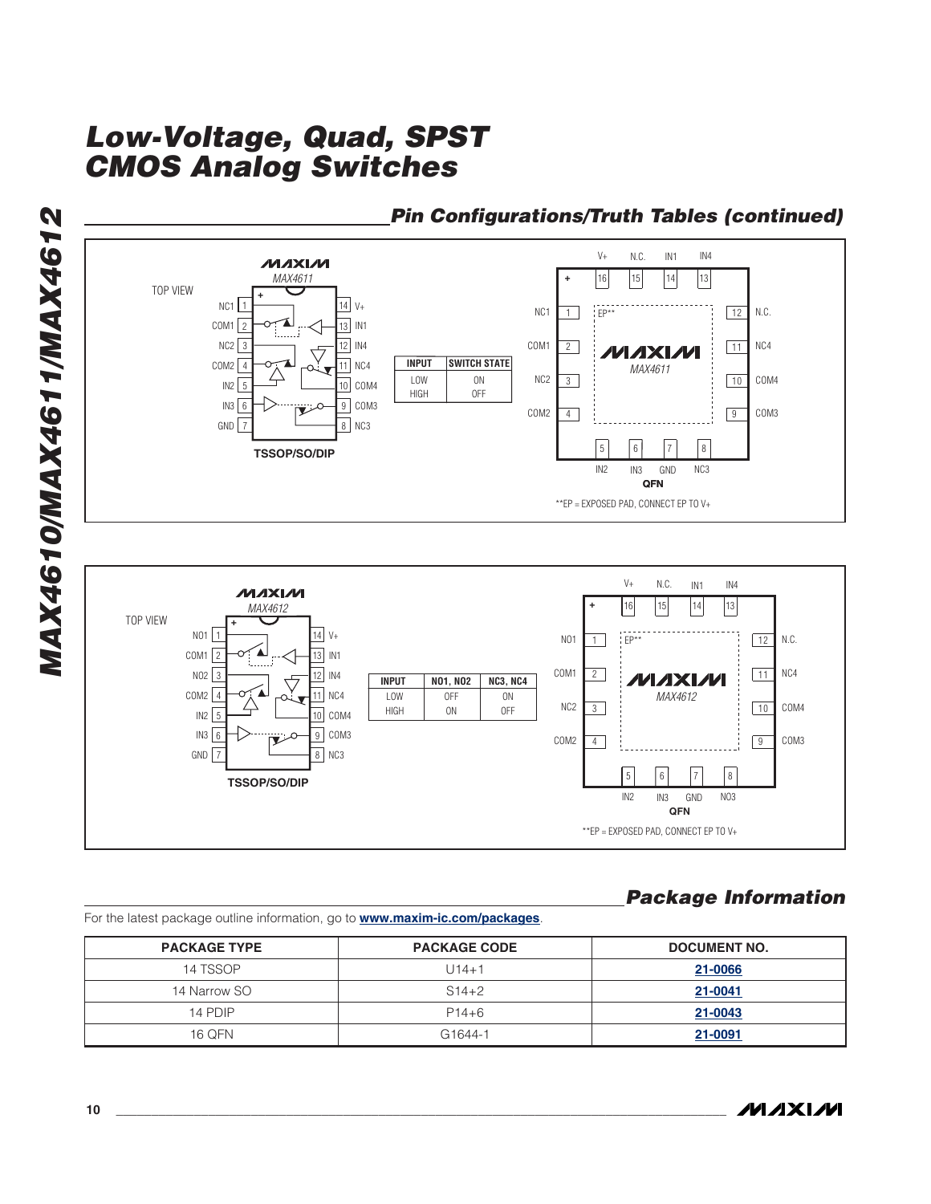## Pin Configurations/Truth Tables (continued)

**MAX4611**

TOP VIEW

| PIN | NAME | PIN | NAME |
|---|---|---|---|
| 1 | NC1 | 14 | V+ |
| 2 | COM1 | 13 | IN1 |
| 3 | NC2 | 12 | IN4 |
| 4 | COM2 | 11 | NC4 |
| 5 | IN2 | 10 | COM4 |
| 6 | IN3 | 9 | COM3 |
| 7 | GND | 8 | NC3 |

TSSOP/SO/DIP

| INPUT | SWITCH STATE |
|---|---|
| LOW | ON |
| HIGH | OFF |

MAX4611 QFN: 1 NC1, 2 COM1, 3 NC2, 4 COM2, 5 IN2, 6 IN3, 7 GND, 8 NC3, 9 COM3, 10 COM4, 11 NC4, 12 N.C., 13 IN4, 14 IN1, 15 N.C., 16 V+

QFN

**EP = EXPOSED PAD, CONNECT EP TO V+

**MAX4612**

TOP VIEW

| PIN | NAME | PIN | NAME |
|---|---|---|---|
| 1 | NO1 | 14 | V+ |
| 2 | COM1 | 13 | IN1 |
| 3 | NO2 | 12 | IN4 |
| 4 | COM2 | 11 | NC4 |
| 5 | IN2 | 10 | COM4 |
| 6 | IN3 | 9 | COM3 |
| 7 | GND | 8 | NC3 |

TSSOP/SO/DIP

| INPUT | NO1, NO2 | NC3, NC4 |
|---|---|---|
| LOW | OFF | ON |
| HIGH | ON | OFF |

MAX4612 QFN: 1 NO1, 2 COM1, 3 NC2, 4 COM2, 5 IN2, 6 IN3, 7 GND, 8 NO3, 9 COM3, 10 COM4, 11 NC4, 12 N.C., 13 IN4, 14 IN1, 15 N.C., 16 V+

QFN

**EP = EXPOSED PAD, CONNECT EP TO V+

## Package Information

For the latest package outline information, go to **www.maxim-ic.com/packages**.

| PACKAGE TYPE | PACKAGE CODE | DOCUMENT NO. |
|---|---|---|
| 14 TSSOP | U14+1 | 21-0066 |
| 14 Narrow SO | S14+2 | 21-0041 |
| 14 PDIP | P14+6 | 21-0043 |
| 16 QFN | G1644-1 | 21-0091 |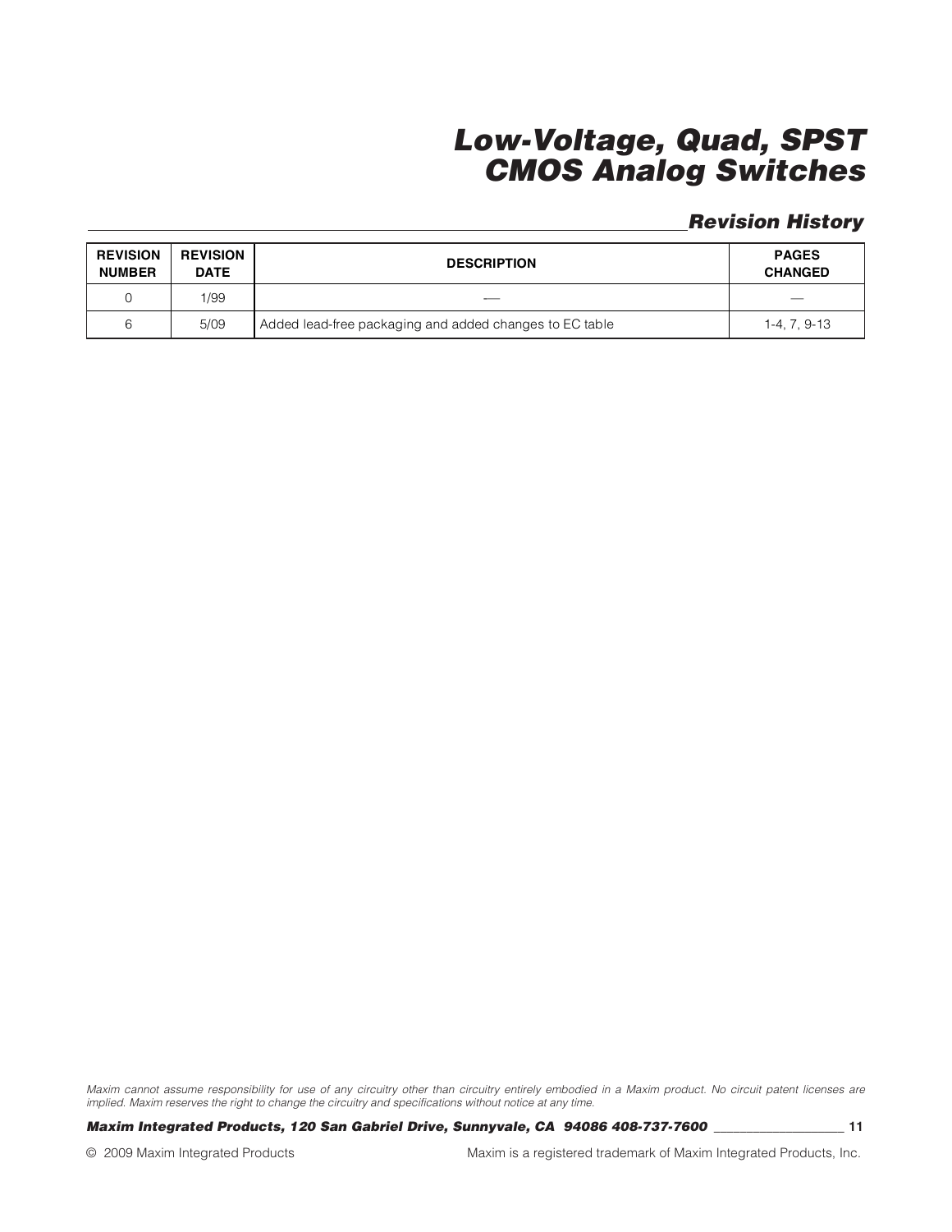## Revision History

| REVISION NUMBER | REVISION DATE | DESCRIPTION | PAGES CHANGED |
|---|---|---|---|
| 0 | 1/99 | — | — |
| 6 | 5/09 | Added lead-free packaging and added changes to EC table | 1-4, 7, 9-13 |

*Maxim cannot assume responsibility for use of any circuitry other than circuitry entirely embodied in a Maxim product. No circuit patent licenses are implied. Maxim reserves the right to change the circuitry and specifications without notice at any time.*

***Maxim Integrated Products, 120 San Gabriel Drive, Sunnyvale, CA 94086 408-737-7600***

© 2009 Maxim Integrated Products

Maxim is a registered trademark of Maxim Integrated Products, Inc.